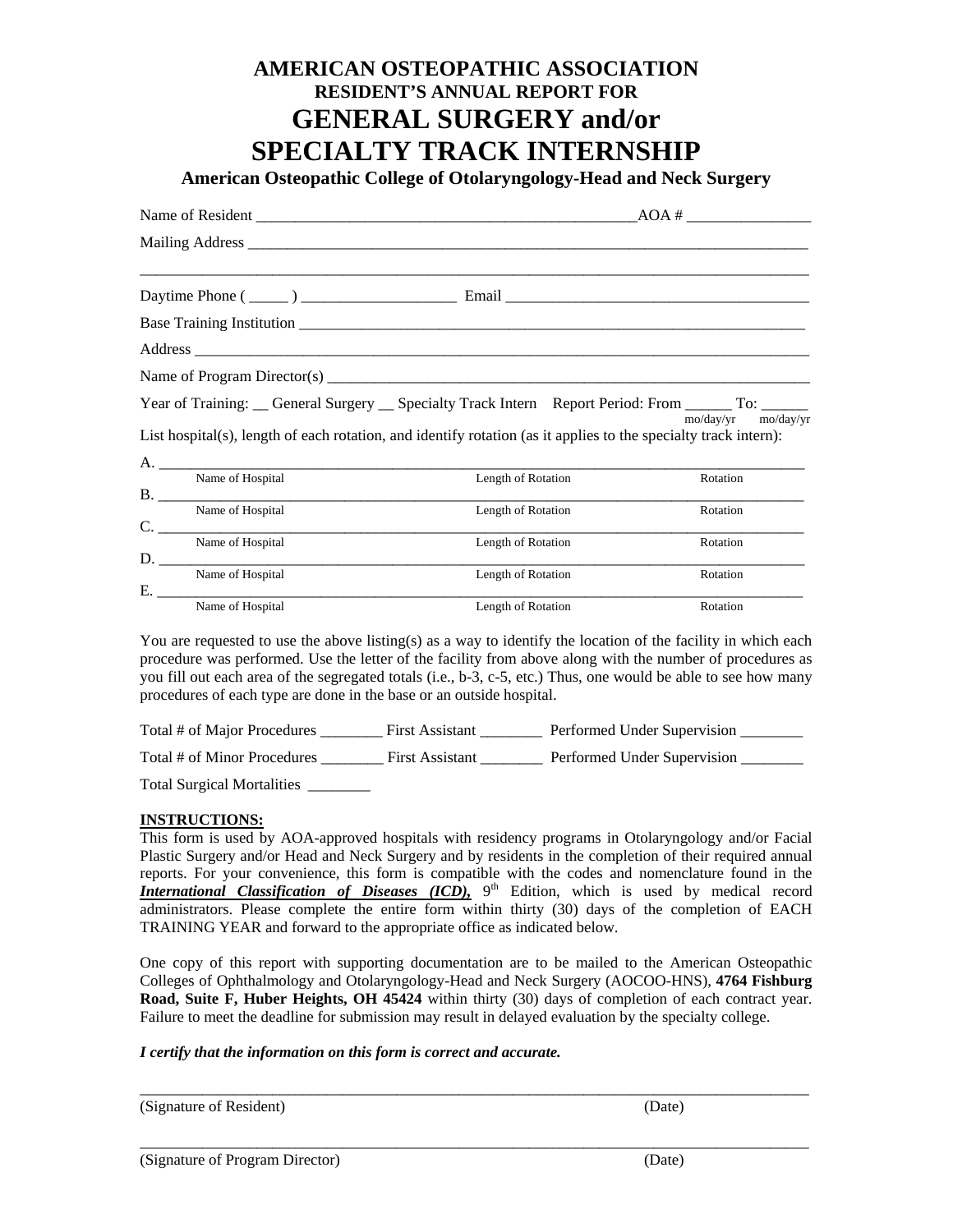# AMERICAN OSTEOPATHIC ASSOCIATION

## RESIDENT'S ANNUAL REPORT FOR

# GENERAL SURGERY and/or SPECIALTY TRACK INTERNSHIP

### American Osteopathic College of Otolaryngology-Head and Neck Surgery

Name of Resident ________________________________________________AOA # _______________

Mailing Address ________________________________________________________________________

________________________________________________________________________________________

Daytime Phone ( _____ ) ____________________ Email ______________________________________

Base Training Institution ____________________________________________________________

Address ________________________________________________________________________________

Name of Program Director(s) __________________________________________________________

Year of Training: __ General Surgery __ Specialty Track Intern Report Period: From ______ To: ______
(mo/day/yr) (mo/day/yr)

List hospital(s), length of each rotation, and identify rotation (as it applies to the specialty track intern):

A. ____________________________________________________________________________________
Name of Hospital | Length of Rotation | Rotation

B. ____________________________________________________________________________________
Name of Hospital | Length of Rotation | Rotation

C. ____________________________________________________________________________________
Name of Hospital | Length of Rotation | Rotation

D. ____________________________________________________________________________________
Name of Hospital | Length of Rotation | Rotation

E. ____________________________________________________________________________________
Name of Hospital | Length of Rotation | Rotation

You are requested to use the above listing(s) as a way to identify the location of the facility in which each procedure was performed. Use the letter of the facility from above along with the number of procedures as you fill out each area of the segregated totals (i.e., b-3, c-5, etc.) Thus, one would be able to see how many procedures of each type are done in the base or an outside hospital.

Total # of Major Procedures ________ First Assistant ________ Performed Under Supervision ________

Total # of Minor Procedures ________ First Assistant ________ Performed Under Supervision ________

Total Surgical Mortalities ________

**INSTRUCTIONS:**

This form is used by AOA-approved hospitals with residency programs in Otolaryngology and/or Facial Plastic Surgery and/or Head and Neck Surgery and by residents in the completion of their required annual reports. For your convenience, this form is compatible with the codes and nomenclature found in the ***International Classification of Diseases (ICD),*** 9th Edition, which is used by medical record administrators. Please complete the entire form within thirty (30) days of the completion of EACH TRAINING YEAR and forward to the appropriate office as indicated below.

One copy of this report with supporting documentation are to be mailed to the American Osteopathic Colleges of Ophthalmology and Otolaryngology-Head and Neck Surgery (AOCOO-HNS), **4764 Fishburg Road, Suite F, Huber Heights, OH 45424** within thirty (30) days of completion of each contract year. Failure to meet the deadline for submission may result in delayed evaluation by the specialty college.

***I certify that the information on this form is correct and accurate.***

________________________________________________________________________________________
(Signature of Resident) (Date)

________________________________________________________________________________________
(Signature of Program Director) (Date)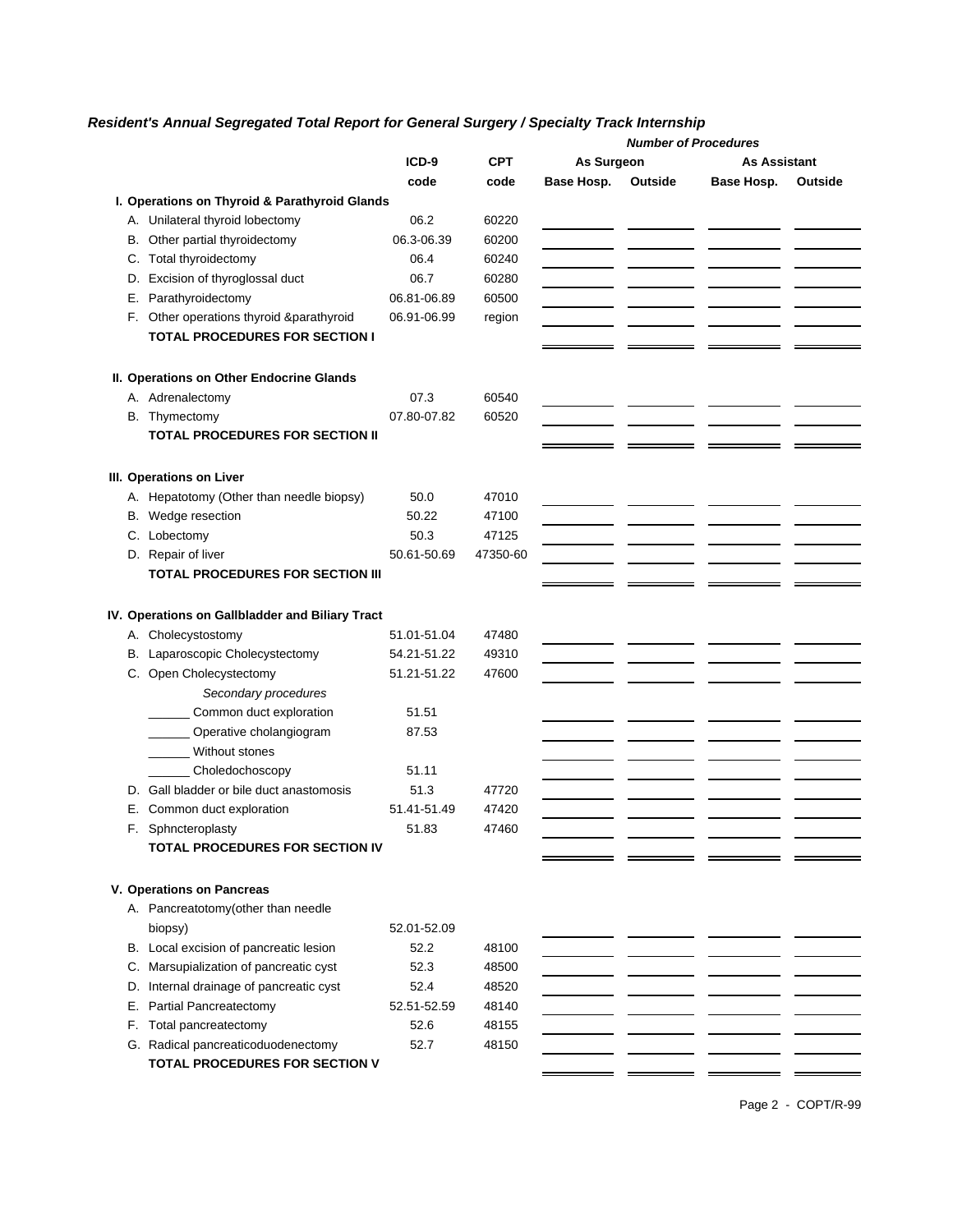### *Resident's Annual Segregated Total Report for General Surgery / Specialty Track Internship*

| | ICD-9 code | CPT code | *Number of Procedures* As Surgeon Base Hosp. | As Surgeon Outside | As Assistant Base Hosp. | As Assistant Outside |
|---|---|---|---|---|---|---|
| **I. Operations on Thyroid & Parathyroid Glands** | | | | | | |
| A. Unilateral thyroid lobectomy | 06.2 | 60220 | | | | |
| B. Other partial thyroidectomy | 06.3-06.39 | 60200 | | | | |
| C. Total thyroidectomy | 06.4 | 60240 | | | | |
| D. Excision of thyroglossal duct | 06.7 | 60280 | | | | |
| E. Parathyroidectomy | 06.81-06.89 | 60500 | | | | |
| F. Other operations thyroid &parathyroid | 06.91-06.99 | region | | | | |
| **TOTAL PROCEDURES FOR SECTION I** | | | | | | |
| **II. Operations on Other Endocrine Glands** | | | | | | |
| A. Adrenalectomy | 07.3 | 60540 | | | | |
| B. Thymectomy | 07.80-07.82 | 60520 | | | | |
| **TOTAL PROCEDURES FOR SECTION II** | | | | | | |
| **III. Operations on Liver** | | | | | | |
| A. Hepatotomy (Other than needle biopsy) | 50.0 | 47010 | | | | |
| B. Wedge resection | 50.22 | 47100 | | | | |
| C. Lobectomy | 50.3 | 47125 | | | | |
| D. Repair of liver | 50.61-50.69 | 47350-60 | | | | |
| **TOTAL PROCEDURES FOR SECTION III** | | | | | | |
| **IV. Operations on Gallbladder and Biliary Tract** | | | | | | |
| A. Cholecystostomy | 51.01-51.04 | 47480 | | | | |
| B. Laparoscopic Cholecystectomy | 54.21-51.22 | 49310 | | | | |
| C. Open Cholecystectomy | 51.21-51.22 | 47600 | | | | |
| *Secondary procedures* | | | | | | |
| ______ Common duct exploration | 51.51 | | | | | |
| ______ Operative cholangiogram | 87.53 | | | | | |
| ______ Without stones | | | | | | |
| ______ Choledochoscopy | 51.11 | | | | | |
| D. Gall bladder or bile duct anastomosis | 51.3 | 47720 | | | | |
| E. Common duct exploration | 51.41-51.49 | 47420 | | | | |
| F. Sphncteroplasty | 51.83 | 47460 | | | | |
| **TOTAL PROCEDURES FOR SECTION IV** | | | | | | |
| **V. Operations on Pancreas** | | | | | | |
| A. Pancreatotomy(other than needle biopsy) | 52.01-52.09 | | | | | |
| B. Local excision of pancreatic lesion | 52.2 | 48100 | | | | |
| C. Marsupialization of pancreatic cyst | 52.3 | 48500 | | | | |
| D. Internal drainage of pancreatic cyst | 52.4 | 48520 | | | | |
| E. Partial Pancreatectomy | 52.51-52.59 | 48140 | | | | |
| F. Total pancreatectomy | 52.6 | 48155 | | | | |
| G. Radical pancreaticoduodenectomy | 52.7 | 48150 | | | | |
| **TOTAL PROCEDURES FOR SECTION V** | | | | | | |

Page 2 - COPT/R-99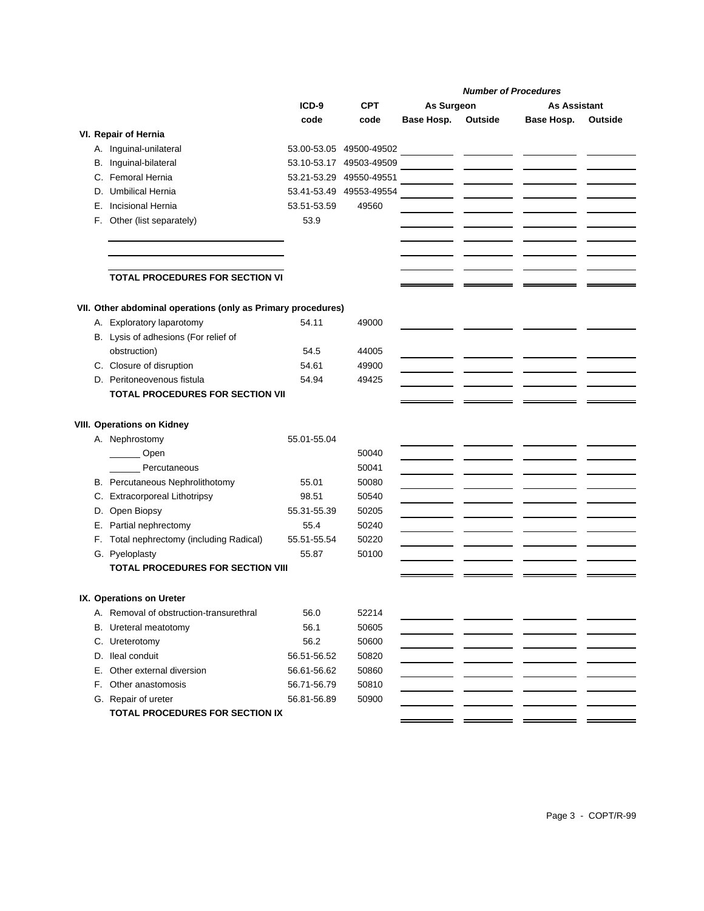| | ICD-9 code | CPT code | Number of Procedures: As Surgeon – Base Hosp. | Number of Procedures: As Surgeon – Outside | Number of Procedures: As Assistant – Base Hosp. | Number of Procedures: As Assistant – Outside |
|---|---|---|---|---|---|---|
| **VI. Repair of Hernia** | | | | | | |
| A. Inguinal-unilateral | 53.00-53.05 | 49500-49502 | | | | |
| B. Inguinal-bilateral | 53.10-53.17 | 49503-49509 | | | | |
| C. Femoral Hernia | 53.21-53.29 | 49550-49551 | | | | |
| D. Umbilical Hernia | 53.41-53.49 | 49553-49554 | | | | |
| E. Incisional Hernia | 53.51-53.59 | 49560 | | | | |
| F. Other (list separately) | 53.9 | | | | | |
| ______________________ | | | | | | |
| ______________________ | | | | | | |
| ______________________ | | | | | | |
| **TOTAL PROCEDURES FOR SECTION VI** | | | | | | |
| **VII. Other abdominal operations (only as Primary procedures)** | | | | | | |
| A. Exploratory laparotomy | 54.11 | 49000 | | | | |
| B. Lysis of adhesions (For relief of obstruction) | 54.5 | 44005 | | | | |
| C. Closure of disruption | 54.61 | 49900 | | | | |
| D. Peritoneovenous fistula | 54.94 | 49425 | | | | |
| **TOTAL PROCEDURES FOR SECTION VII** | | | | | | |
| **VIII. Operations on Kidney** | | | | | | |
| A. Nephrostomy | 55.01-55.04 | | | | | |
| ______ Open | | 50040 | | | | |
| ______ Percutaneous | | 50041 | | | | |
| B. Percutaneous Nephrolithotomy | 55.01 | 50080 | | | | |
| C. Extracorporeal Lithotripsy | 98.51 | 50540 | | | | |
| D. Open Biopsy | 55.31-55.39 | 50205 | | | | |
| E. Partial nephrectomy | 55.4 | 50240 | | | | |
| F. Total nephrectomy (including Radical) | 55.51-55.54 | 50220 | | | | |
| G. Pyeloplasty | 55.87 | 50100 | | | | |
| **TOTAL PROCEDURES FOR SECTION VIII** | | | | | | |
| **IX. Operations on Ureter** | | | | | | |
| A. Removal of obstruction-transurethral | 56.0 | 52214 | | | | |
| B. Ureteral meatotomy | 56.1 | 50605 | | | | |
| C. Ureterotomy | 56.2 | 50600 | | | | |
| D. Ileal conduit | 56.51-56.52 | 50820 | | | | |
| E. Other external diversion | 56.61-56.62 | 50860 | | | | |
| F. Other anastomosis | 56.71-56.79 | 50810 | | | | |
| G. Repair of ureter | 56.81-56.89 | 50900 | | | | |
| **TOTAL PROCEDURES FOR SECTION IX** | | | | | | |

Page 3 - COPT/R-99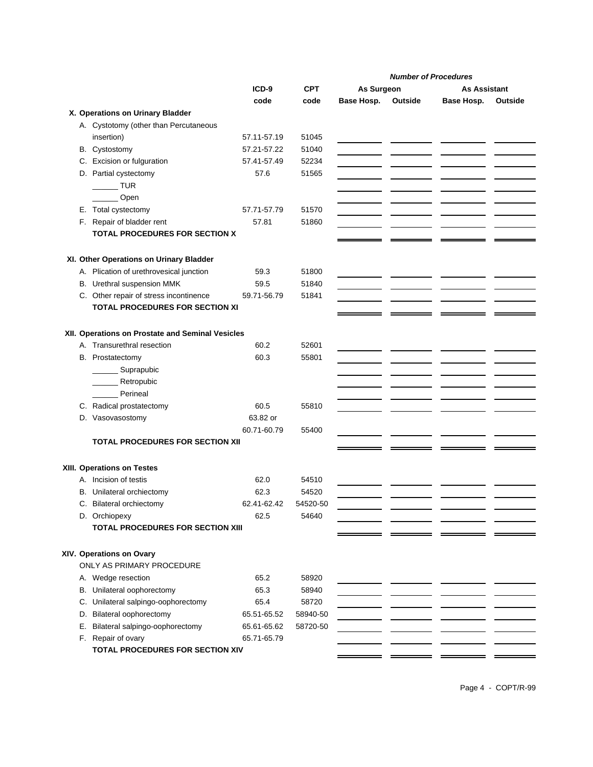| | ICD-9 code | CPT code | Number of Procedures: As Surgeon – Base Hosp. | As Surgeon – Outside | As Assistant – Base Hosp. | As Assistant – Outside |
|---|---|---|---|---|---|---|
| **X. Operations on Urinary Bladder** | | | | | | |
| A. Cystotomy (other than Percutaneous insertion) | 57.11-57.19 | 51045 | | | | |
| B. Cystostomy | 57.21-57.22 | 51040 | | | | |
| C. Excision or fulguration | 57.41-57.49 | 52234 | | | | |
| D. Partial cystectomy | 57.6 | 51565 | | | | |
| ______ TUR | | | | | | |
| ______ Open | | | | | | |
| E. Total cystectomy | 57.71-57.79 | 51570 | | | | |
| F. Repair of bladder rent | 57.81 | 51860 | | | | |
| **TOTAL PROCEDURES FOR SECTION X** | | | | | | |
| **XI. Other Operations on Urinary Bladder** | | | | | | |
| A. Plication of urethrovesical junction | 59.3 | 51800 | | | | |
| B. Urethral suspension MMK | 59.5 | 51840 | | | | |
| C. Other repair of stress incontinence | 59.71-56.79 | 51841 | | | | |
| **TOTAL PROCEDURES FOR SECTION XI** | | | | | | |
| **XII. Operations on Prostate and Seminal Vesicles** | | | | | | |
| A. Transurethral resection | 60.2 | 52601 | | | | |
| B. Prostatectomy | 60.3 | 55801 | | | | |
| ______ Suprapubic | | | | | | |
| ______ Retropubic | | | | | | |
| ______ Perineal | | | | | | |
| C. Radical prostatectomy | 60.5 | 55810 | | | | |
| D. Vasovasostomy | 63.82 or 60.71-60.79 | 55400 | | | | |
| **TOTAL PROCEDURES FOR SECTION XII** | | | | | | |
| **XIII. Operations on Testes** | | | | | | |
| A. Incision of testis | 62.0 | 54510 | | | | |
| B. Unilateral orchiectomy | 62.3 | 54520 | | | | |
| C. Bilateral orchiectomy | 62.41-62.42 | 54520-50 | | | | |
| D. Orchiopexy | 62.5 | 54640 | | | | |
| **TOTAL PROCEDURES FOR SECTION XIII** | | | | | | |
| **XIV. Operations on Ovary** | | | | | | |
| ONLY AS PRIMARY PROCEDURE | | | | | | |
| A. Wedge resection | 65.2 | 58920 | | | | |
| B. Unilateral oophorectomy | 65.3 | 58940 | | | | |
| C. Unilateral salpingo-oophorectomy | 65.4 | 58720 | | | | |
| D. Bilateral oophorectomy | 65.51-65.52 | 58940-50 | | | | |
| E. Bilateral salpingo-oophorectomy | 65.61-65.62 | 58720-50 | | | | |
| F. Repair of ovary | 65.71-65.79 | | | | | |
| **TOTAL PROCEDURES FOR SECTION XIV** | | | | | | |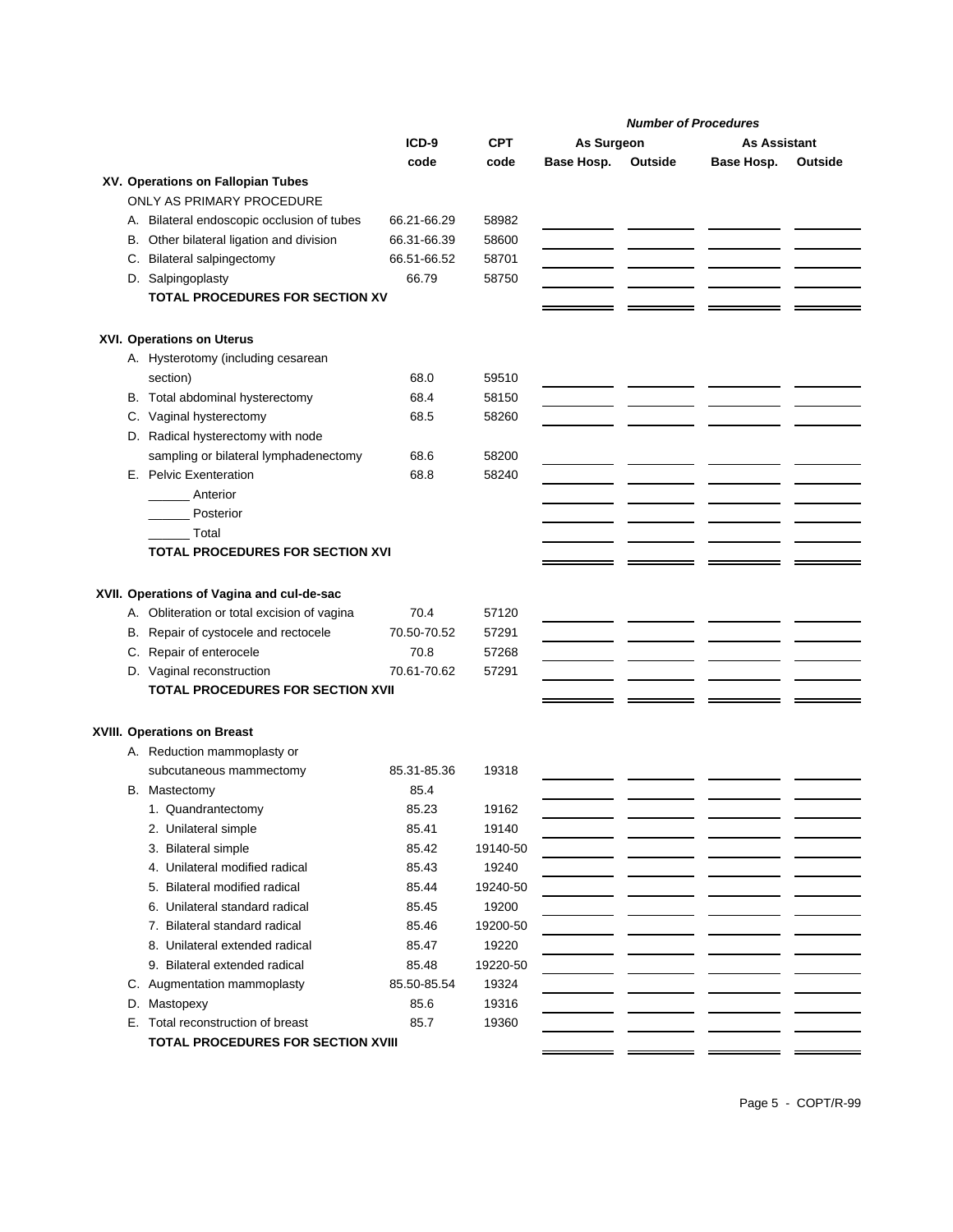| | ICD-9 code | CPT code | Number of Procedures: As Surgeon — Base Hosp. | Number of Procedures: As Surgeon — Outside | Number of Procedures: As Assistant — Base Hosp. | Number of Procedures: As Assistant — Outside |
|---|---|---|---|---|---|---|
| **XV. Operations on Fallopian Tubes** | | | | | | |
| ONLY AS PRIMARY PROCEDURE | | | | | | |
| A. Bilateral endoscopic occlusion of tubes | 66.21-66.29 | 58982 | | | | |
| B. Other bilateral ligation and division | 66.31-66.39 | 58600 | | | | |
| C. Bilateral salpingectomy | 66.51-66.52 | 58701 | | | | |
| D. Salpingoplasty | 66.79 | 58750 | | | | |
| **TOTAL PROCEDURES FOR SECTION XV** | | | | | | |
| **XVI. Operations on Uterus** | | | | | | |
| A. Hysterotomy (including cesarean section) | 68.0 | 59510 | | | | |
| B. Total abdominal hysterectomy | 68.4 | 58150 | | | | |
| C. Vaginal hysterectomy | 68.5 | 58260 | | | | |
| D. Radical hysterectomy with node sampling or bilateral lymphadenectomy | 68.6 | 58200 | | | | |
| E. Pelvic Exenteration | 68.8 | 58240 | | | | |
| ______ Anterior | | | | | | |
| ______ Posterior | | | | | | |
| ______ Total | | | | | | |
| **TOTAL PROCEDURES FOR SECTION XVI** | | | | | | |
| **XVII. Operations of Vagina and cul-de-sac** | | | | | | |
| A. Obliteration or total excision of vagina | 70.4 | 57120 | | | | |
| B. Repair of cystocele and rectocele | 70.50-70.52 | 57291 | | | | |
| C. Repair of enterocele | 70.8 | 57268 | | | | |
| D. Vaginal reconstruction | 70.61-70.62 | 57291 | | | | |
| **TOTAL PROCEDURES FOR SECTION XVII** | | | | | | |
| **XVIII. Operations on Breast** | | | | | | |
| A. Reduction mammoplasty or subcutaneous mammectomy | 85.31-85.36 | 19318 | | | | |
| B. Mastectomy | 85.4 | | | | | |
| 1. Quandrantectomy | 85.23 | 19162 | | | | |
| 2. Unilateral simple | 85.41 | 19140 | | | | |
| 3. Bilateral simple | 85.42 | 19140-50 | | | | |
| 4. Unilateral modified radical | 85.43 | 19240 | | | | |
| 5. Bilateral modified radical | 85.44 | 19240-50 | | | | |
| 6. Unilateral standard radical | 85.45 | 19200 | | | | |
| 7. Bilateral standard radical | 85.46 | 19200-50 | | | | |
| 8. Unilateral extended radical | 85.47 | 19220 | | | | |
| 9. Bilateral extended radical | 85.48 | 19220-50 | | | | |
| C. Augmentation mammoplasty | 85.50-85.54 | 19324 | | | | |
| D. Mastopexy | 85.6 | 19316 | | | | |
| E. Total reconstruction of breast | 85.7 | 19360 | | | | |
| **TOTAL PROCEDURES FOR SECTION XVIII** | | | | | | |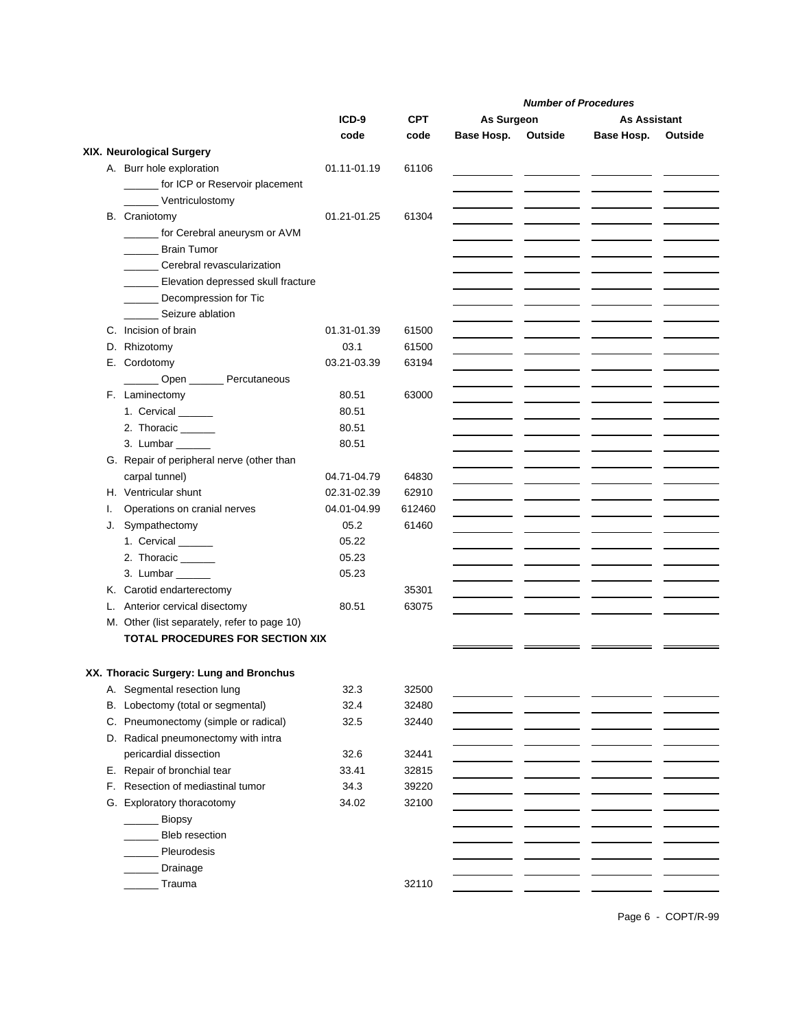| | ICD-9 code | CPT code | *Number of Procedures* As Surgeon Base Hosp. | As Surgeon Outside | As Assistant Base Hosp. | As Assistant Outside |
|---|---|---|---|---|---|---|
| **XIX. Neurological Surgery** | | | | | | |
| A. Burr hole exploration | 01.11-01.19 | 61106 | | | | |
| ______ for ICP or Reservoir placement | | | | | | |
| ______ Ventriculostomy | | | | | | |
| B. Craniotomy | 01.21-01.25 | 61304 | | | | |
| ______ for Cerebral aneurysm or AVM | | | | | | |
| ______ Brain Tumor | | | | | | |
| ______ Cerebral revascularization | | | | | | |
| ______ Elevation depressed skull fracture | | | | | | |
| ______ Decompression for Tic | | | | | | |
| ______ Seizure ablation | | | | | | |
| C. Incision of brain | 01.31-01.39 | 61500 | | | | |
| D. Rhizotomy | 03.1 | 61500 | | | | |
| E. Cordotomy | 03.21-03.39 | 63194 | | | | |
| ______ Open ______ Percutaneous | | | | | | |
| F. Laminectomy | 80.51 | 63000 | | | | |
| 1. Cervical ______ | 80.51 | | | | | |
| 2. Thoracic ______ | 80.51 | | | | | |
| 3. Lumbar ______ | 80.51 | | | | | |
| G. Repair of peripheral nerve (other than carpal tunnel) | 04.71-04.79 | 64830 | | | | |
| H. Ventricular shunt | 02.31-02.39 | 62910 | | | | |
| I. Operations on cranial nerves | 04.01-04.99 | 612460 | | | | |
| J. Sympathectomy | 05.2 | 61460 | | | | |
| 1. Cervical ______ | 05.22 | | | | | |
| 2. Thoracic ______ | 05.23 | | | | | |
| 3. Lumbar ______ | 05.23 | | | | | |
| K. Carotid endarterectomy | | 35301 | | | | |
| L. Anterior cervical disectomy | 80.51 | 63075 | | | | |
| M. Other (list separately, refer to page 10) | | | | | | |
| **TOTAL PROCEDURES FOR SECTION XIX** | | | | | | |
| **XX. Thoracic Surgery: Lung and Bronchus** | | | | | | |
| A. Segmental resection lung | 32.3 | 32500 | | | | |
| B. Lobectomy (total or segmental) | 32.4 | 32480 | | | | |
| C. Pneumonectomy (simple or radical) | 32.5 | 32440 | | | | |
| D. Radical pneumonectomy with intra pericardial dissection | 32.6 | 32441 | | | | |
| E. Repair of bronchial tear | 33.41 | 32815 | | | | |
| F. Resection of mediastinal tumor | 34.3 | 39220 | | | | |
| G. Exploratory thoracotomy | 34.02 | 32100 | | | | |
| ______ Biopsy | | | | | | |
| ______ Bleb resection | | | | | | |
| ______ Pleurodesis | | | | | | |
| ______ Drainage | | | | | | |
| ______ Trauma | | 32110 | | | | |

COPT/R-99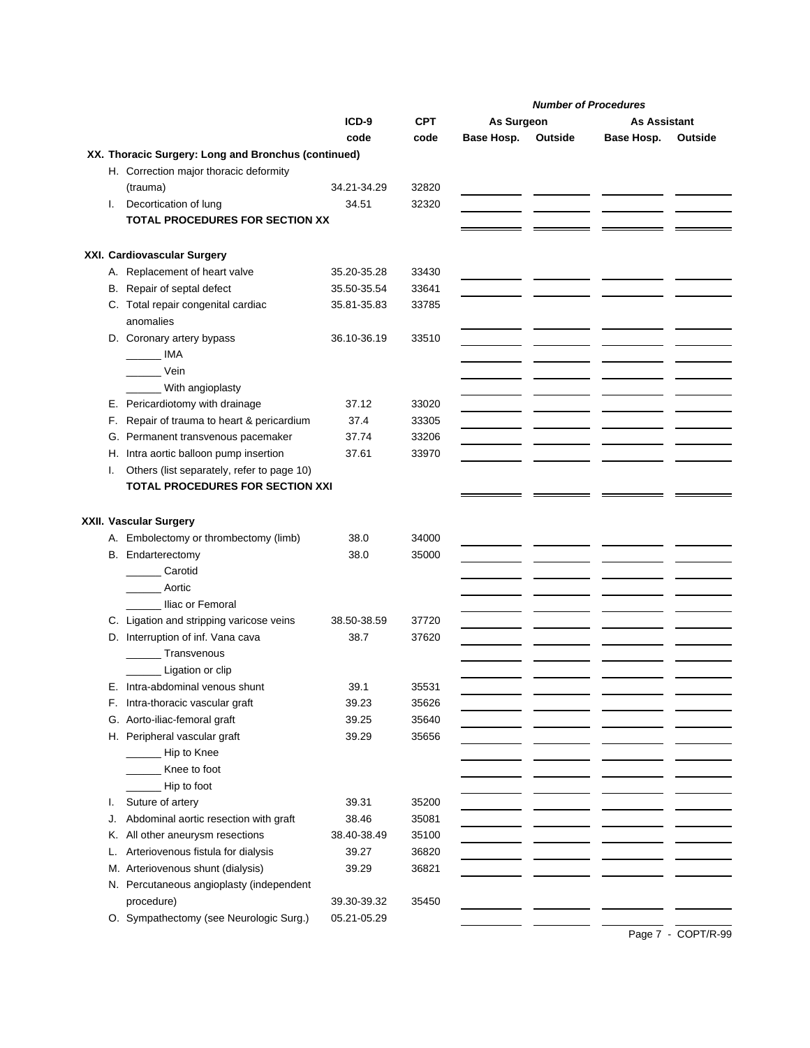| | ICD-9 code | CPT code | Number of Procedures | | | |
|---|---|---|---|---|---|---|
| | | | As Surgeon | | As Assistant | |
| | | | Base Hosp. | Outside | Base Hosp. | Outside |
| **XX. Thoracic Surgery: Long and Bronchus (continued)** | | | | | | |
| H. Correction major thoracic deformity (trauma) | 34.21-34.29 | 32820 | | | | |
| I. Decortication of lung | 34.51 | 32320 | | | | |
| **TOTAL PROCEDURES FOR SECTION XX** | | | | | | |
| **XXI. Cardiovascular Surgery** | | | | | | |
| A. Replacement of heart valve | 35.20-35.28 | 33430 | | | | |
| B. Repair of septal defect | 35.50-35.54 | 33641 | | | | |
| C. Total repair congenital cardiac anomalies | 35.81-35.83 | 33785 | | | | |
| D. Coronary artery bypass | 36.10-36.19 | 33510 | | | | |
| ______ IMA | | | | | | |
| ______ Vein | | | | | | |
| ______ With angioplasty | | | | | | |
| E. Pericardiotomy with drainage | 37.12 | 33020 | | | | |
| F. Repair of trauma to heart & pericardium | 37.4 | 33305 | | | | |
| G. Permanent transvenous pacemaker | 37.74 | 33206 | | | | |
| H. Intra aortic balloon pump insertion | 37.61 | 33970 | | | | |
| I. Others (list separately, refer to page 10) | | | | | | |
| **TOTAL PROCEDURES FOR SECTION XXI** | | | | | | |
| **XXII. Vascular Surgery** | | | | | | |
| A. Embolectomy or thrombectomy (limb) | 38.0 | 34000 | | | | |
| B. Endarterectomy | 38.0 | 35000 | | | | |
| ______ Carotid | | | | | | |
| ______ Aortic | | | | | | |
| ______ Iliac or Femoral | | | | | | |
| C. Ligation and stripping varicose veins | 38.50-38.59 | 37720 | | | | |
| D. Interruption of inf. Vana cava | 38.7 | 37620 | | | | |
| ______ Transvenous | | | | | | |
| ______ Ligation or clip | | | | | | |
| E. Intra-abdominal venous shunt | 39.1 | 35531 | | | | |
| F. Intra-thoracic vascular graft | 39.23 | 35626 | | | | |
| G. Aorto-iliac-femoral graft | 39.25 | 35640 | | | | |
| H. Peripheral vascular graft | 39.29 | 35656 | | | | |
| ______ Hip to Knee | | | | | | |
| ______ Knee to foot | | | | | | |
| ______ Hip to foot | | | | | | |
| I. Suture of artery | 39.31 | 35200 | | | | |
| J. Abdominal aortic resection with graft | 38.46 | 35081 | | | | |
| K. All other aneurysm resections | 38.40-38.49 | 35100 | | | | |
| L. Arteriovenous fistula for dialysis | 39.27 | 36820 | | | | |
| M. Arteriovenous shunt (dialysis) | 39.29 | 36821 | | | | |
| N. Percutaneous angioplasty (independent procedure) | 39.30-39.32 | 35450 | | | | |
| O. Sympathectomy (see Neurologic Surg.) | 05.21-05.29 | | | | | |

Page 7 - COPT/R-99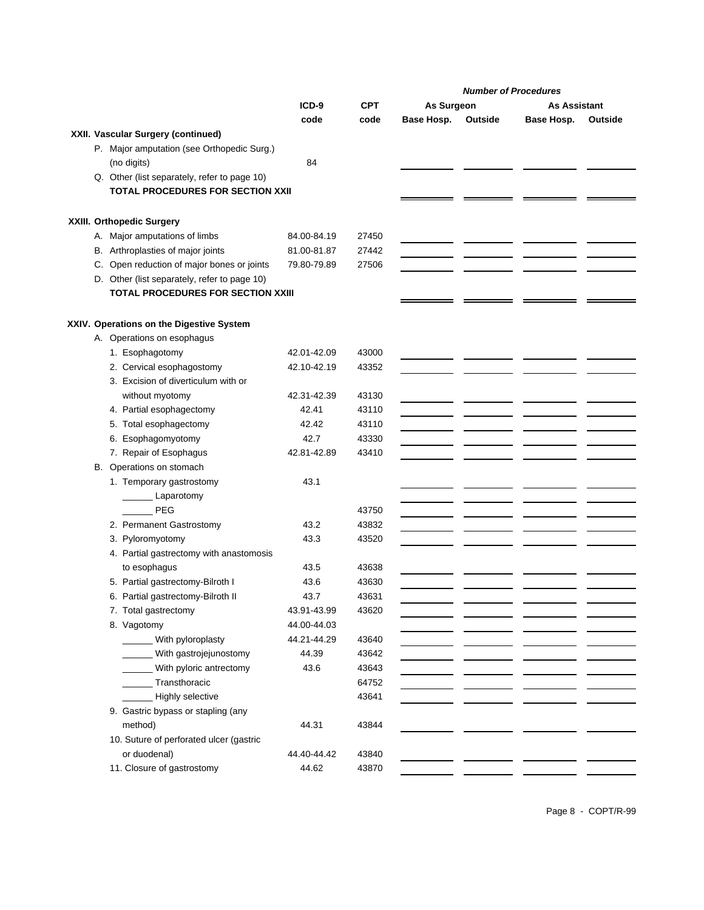| | ICD-9 code | CPT code | Number of Procedures | | | |
|---|---|---|---|---|---|---|
| | | | As Surgeon | | As Assistant | |
| | | | Base Hosp. | Outside | Base Hosp. | Outside |
| **XXII. Vascular Surgery (continued)** | | | | | | |
| P. Major amputation (see Orthopedic Surg.) (no digits) | 84 | | | | | |
| Q. Other (list separately, refer to page 10) | | | | | | |
| **TOTAL PROCEDURES FOR SECTION XXII** | | | | | | |
| **XXIII. Orthopedic Surgery** | | | | | | |
| A. Major amputations of limbs | 84.00-84.19 | 27450 | | | | |
| B. Arthroplasties of major joints | 81.00-81.87 | 27442 | | | | |
| C. Open reduction of major bones or joints | 79.80-79.89 | 27506 | | | | |
| D. Other (list separately, refer to page 10) | | | | | | |
| **TOTAL PROCEDURES FOR SECTION XXIII** | | | | | | |
| **XXIV. Operations on the Digestive System** | | | | | | |
| A. Operations on esophagus | | | | | | |
| 1. Esophagotomy | 42.01-42.09 | 43000 | | | | |
| 2. Cervical esophagostomy | 42.10-42.19 | 43352 | | | | |
| 3. Excision of diverticulum with or without myotomy | 42.31-42.39 | 43130 | | | | |
| 4. Partial esophagectomy | 42.41 | 43110 | | | | |
| 5. Total esophagectomy | 42.42 | 43110 | | | | |
| 6. Esophagomyotomy | 42.7 | 43330 | | | | |
| 7. Repair of Esophagus | 42.81-42.89 | 43410 | | | | |
| B. Operations on stomach | | | | | | |
| 1. Temporary gastrostomy | 43.1 | | | | | |
| ______ Laparotomy | | | | | | |
| ______ PEG | | 43750 | | | | |
| 2. Permanent Gastrostomy | 43.2 | 43832 | | | | |
| 3. Pyloromyotomy | 43.3 | 43520 | | | | |
| 4. Partial gastrectomy with anastomosis to esophagus | 43.5 | 43638 | | | | |
| 5. Partial gastrectomy-Bilroth I | 43.6 | 43630 | | | | |
| 6. Partial gastrectomy-Bilroth II | 43.7 | 43631 | | | | |
| 7. Total gastrectomy | 43.91-43.99 | 43620 | | | | |
| 8. Vagotomy | 44.00-44.03 | | | | | |
| ______ With pyloroplasty | 44.21-44.29 | 43640 | | | | |
| ______ With gastrojejunostomy | 44.39 | 43642 | | | | |
| ______ With pyloric antrectomy | 43.6 | 43643 | | | | |
| ______ Transthoracic | | 64752 | | | | |
| ______ Highly selective | | 43641 | | | | |
| 9. Gastric bypass or stapling (any method) | 44.31 | 43844 | | | | |
| 10. Suture of perforated ulcer (gastric or duodenal) | 44.40-44.42 | 43840 | | | | |
| 11. Closure of gastrostomy | 44.62 | 43870 | | | | |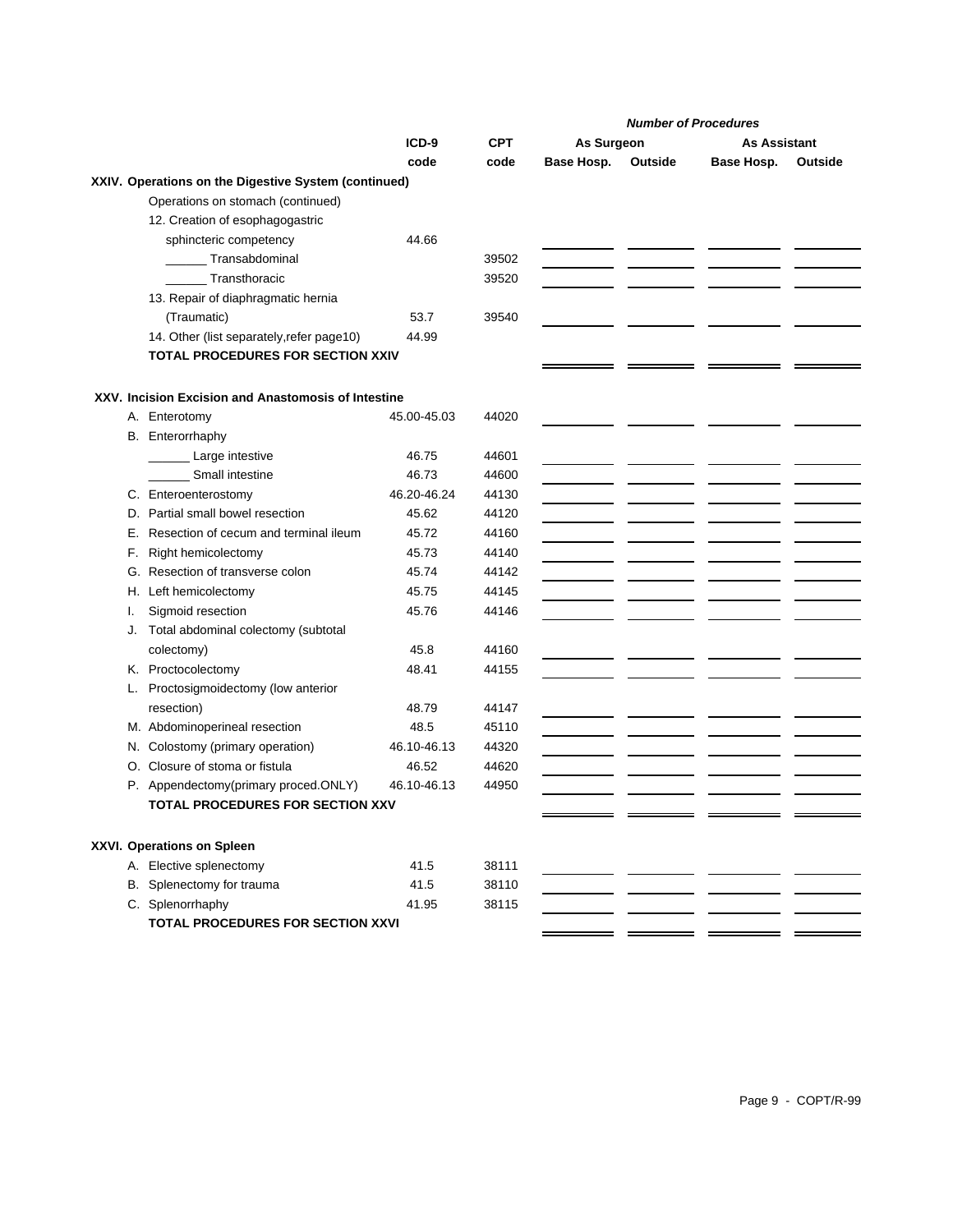| | ICD-9 code | CPT code | Number of Procedures | | | |
|---|---|---|---|---|---|---|
| | | | As Surgeon | | As Assistant | |
| | | | Base Hosp. | Outside | Base Hosp. | Outside |
| **XXIV. Operations on the Digestive System (continued)** | | | | | | |
| Operations on stomach (continued) | | | | | | |
| 12. Creation of esophagogastric sphincteric competency | 44.66 | | | | | |
| ______ Transabdominal | | 39502 | | | | |
| ______ Transthoracic | | 39520 | | | | |
| 13. Repair of diaphragmatic hernia (Traumatic) | 53.7 | 39540 | | | | |
| 14. Other (list separately,refer page10) | 44.99 | | | | | |
| **TOTAL PROCEDURES FOR SECTION XXIV** | | | | | | |
| **XXV. Incision Excision and Anastomosis of Intestine** | | | | | | |
| A. Enterotomy | 45.00-45.03 | 44020 | | | | |
| B. Enterorrhaphy | | | | | | |
| ______ Large intestive | 46.75 | 44601 | | | | |
| ______ Small intestine | 46.73 | 44600 | | | | |
| C. Enteroenterostomy | 46.20-46.24 | 44130 | | | | |
| D. Partial small bowel resection | 45.62 | 44120 | | | | |
| E. Resection of cecum and terminal ileum | 45.72 | 44160 | | | | |
| F. Right hemicolectomy | 45.73 | 44140 | | | | |
| G. Resection of transverse colon | 45.74 | 44142 | | | | |
| H. Left hemicolectomy | 45.75 | 44145 | | | | |
| I. Sigmoid resection | 45.76 | 44146 | | | | |
| J. Total abdominal colectomy (subtotal colectomy) | 45.8 | 44160 | | | | |
| K. Proctocolectomy | 48.41 | 44155 | | | | |
| L. Proctosigmoidectomy (low anterior resection) | 48.79 | 44147 | | | | |
| M. Abdominoperineal resection | 48.5 | 45110 | | | | |
| N. Colostomy (primary operation) | 46.10-46.13 | 44320 | | | | |
| O. Closure of stoma or fistula | 46.52 | 44620 | | | | |
| P. Appendectomy(primary proced.ONLY) | 46.10-46.13 | 44950 | | | | |
| **TOTAL PROCEDURES FOR SECTION XXV** | | | | | | |
| **XXVI. Operations on Spleen** | | | | | | |
| A. Elective splenectomy | 41.5 | 38111 | | | | |
| B. Splenectomy for trauma | 41.5 | 38110 | | | | |
| C. Splenorrhaphy | 41.95 | 38115 | | | | |
| **TOTAL PROCEDURES FOR SECTION XXVI** | | | | | | |

COPT/R-99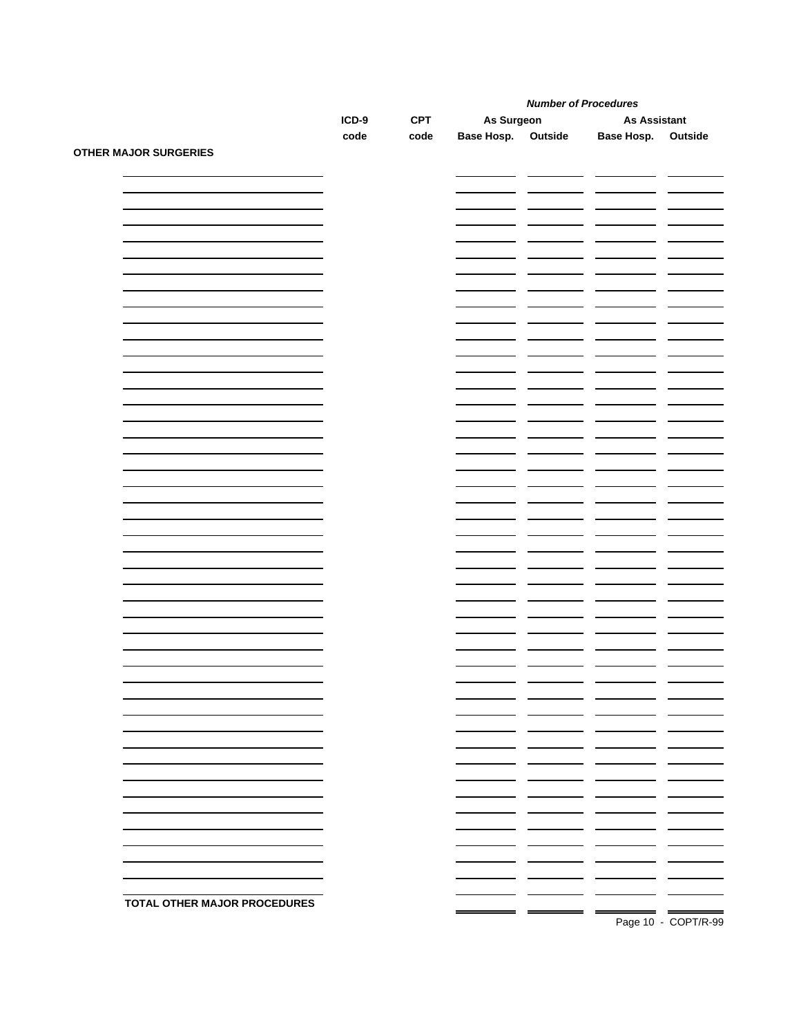| OTHER MAJOR SURGERIES | ICD-9 code | CPT code | *Number of Procedures* As Surgeon Base Hosp. | Outside | As Assistant Base Hosp. | Outside |
|---|---|---|---|---|---|---|
| | | | | | | |
| | | | | | | |
| | | | | | | |
| | | | | | | |
| | | | | | | |
| | | | | | | |
| | | | | | | |
| | | | | | | |
| | | | | | | |
| | | | | | | |
| | | | | | | |
| | | | | | | |
| | | | | | | |
| | | | | | | |
| | | | | | | |
| | | | | | | |
| | | | | | | |
| | | | | | | |
| | | | | | | |
| | | | | | | |
| | | | | | | |
| | | | | | | |
| | | | | | | |
| | | | | | | |
| | | | | | | |
| | | | | | | |
| | | | | | | |
| | | | | | | |
| | | | | | | |
| | | | | | | |
| | | | | | | |
| | | | | | | |
| | | | | | | |
| | | | | | | |
| | | | | | | |
| | | | | | | |
| | | | | | | |
| | | | | | | |
| | | | | | | |
| | | | | | | |
| | | | | | | |
| | | | | | | |
| | | | | | | |
| | | | | | | |
| **TOTAL OTHER MAJOR PROCEDURES** | | | | | | |

COPT/R-99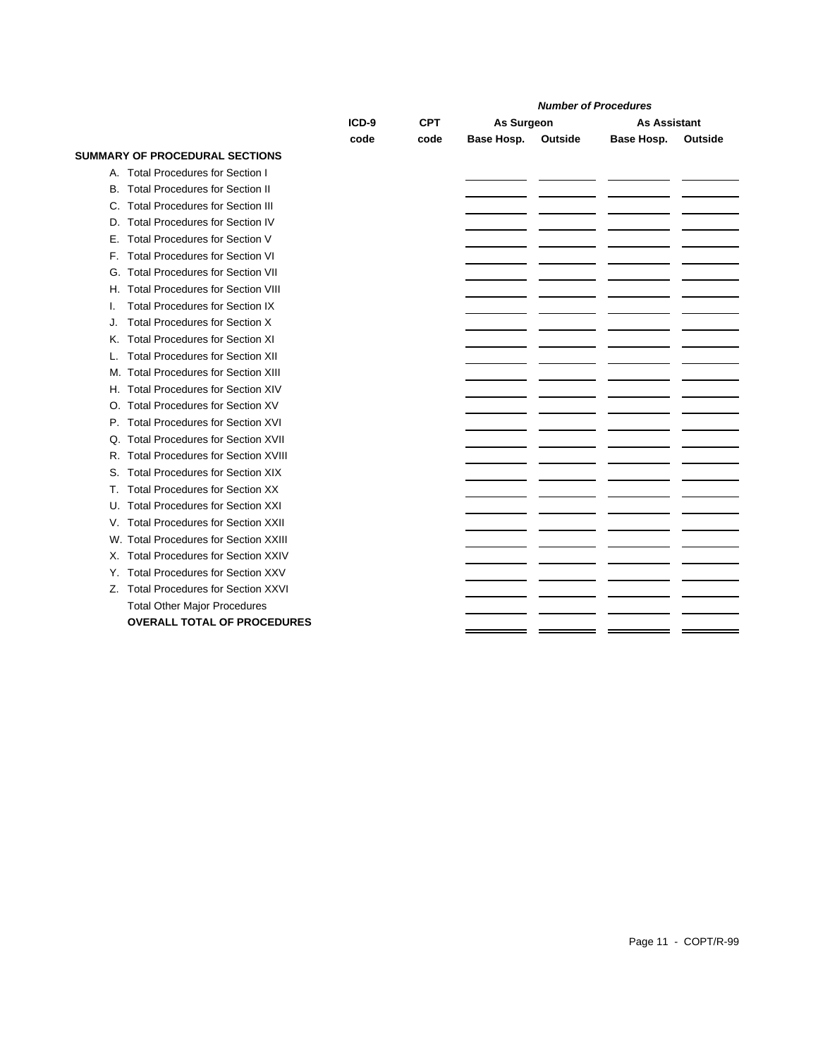| | ICD-9 code | CPT code | Number of Procedures | | | |
|---|---|---|---|---|---|---|
| | | | As Surgeon | | As Assistant | |
| | | | Base Hosp. | Outside | Base Hosp. | Outside |
| **SUMMARY OF PROCEDURAL SECTIONS** | | | | | | |
| A. Total Procedures for Section I | | | | | | |
| B. Total Procedures for Section II | | | | | | |
| C. Total Procedures for Section III | | | | | | |
| D. Total Procedures for Section IV | | | | | | |
| E. Total Procedures for Section V | | | | | | |
| F. Total Procedures for Section VI | | | | | | |
| G. Total Procedures for Section VII | | | | | | |
| H. Total Procedures for Section VIII | | | | | | |
| I. Total Procedures for Section IX | | | | | | |
| J. Total Procedures for Section X | | | | | | |
| K. Total Procedures for Section XI | | | | | | |
| L. Total Procedures for Section XII | | | | | | |
| M. Total Procedures for Section XIII | | | | | | |
| H. Total Procedures for Section XIV | | | | | | |
| O. Total Procedures for Section XV | | | | | | |
| P. Total Procedures for Section XVI | | | | | | |
| Q. Total Procedures for Section XVII | | | | | | |
| R. Total Procedures for Section XVIII | | | | | | |
| S. Total Procedures for Section XIX | | | | | | |
| T. Total Procedures for Section XX | | | | | | |
| U. Total Procedures for Section XXI | | | | | | |
| V. Total Procedures for Section XXII | | | | | | |
| W. Total Procedures for Section XXIII | | | | | | |
| X. Total Procedures for Section XXIV | | | | | | |
| Y. Total Procedures for Section XXV | | | | | | |
| Z. Total Procedures for Section XXVI | | | | | | |
| Total Other Major Procedures | | | | | | |
| **OVERALL TOTAL OF PROCEDURES** | | | | | | |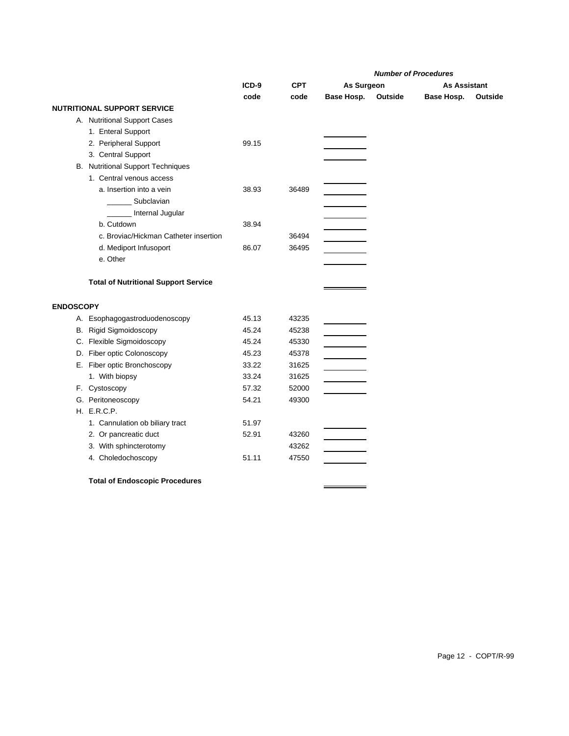| | ICD-9 code | CPT code | Number of Procedures | | | |
|---|---|---|---|---|---|---|
| | | | As Surgeon | | As Assistant | |
| | | | Base Hosp. | Outside | Base Hosp. | Outside |
| **NUTRITIONAL SUPPORT SERVICE** | | | | | | |
| A. Nutritional Support Cases | | | | | | |
| 1. Enteral Support | | | ______ | | | |
| 2. Peripheral Support | 99.15 | | ______ | | | |
| 3. Central Support | | | ______ | | | |
| B. Nutritional Support Techniques | | | | | | |
| 1. Central venous access | | | ______ | | | |
| a. Insertion into a vein | 38.93 | 36489 | ______ | | | |
| ______ Subclavian | | | ______ | | | |
| ______ Internal Jugular | | | ______ | | | |
| b. Cutdown | 38.94 | | ______ | | | |
| c. Broviac/Hickman Catheter insertion | | 36494 | ______ | | | |
| d. Mediport Infusoport | 86.07 | 36495 | ______ | | | |
| e. Other | | | ______ | | | |
| **Total of Nutritional Support Service** | | | ______ | | | |
| **ENDOSCOPY** | | | | | | |
| A. Esophagogastroduodenoscopy | 45.13 | 43235 | ______ | | | |
| B. Rigid Sigmoidoscopy | 45.24 | 45238 | ______ | | | |
| C. Flexible Sigmoidoscopy | 45.24 | 45330 | ______ | | | |
| D. Fiber optic Colonoscopy | 45.23 | 45378 | ______ | | | |
| E. Fiber optic Bronchoscopy | 33.22 | 31625 | ______ | | | |
| 1. With biopsy | 33.24 | 31625 | ______ | | | |
| F. Cystoscopy | 57.32 | 52000 | ______ | | | |
| G. Peritoneoscopy | 54.21 | 49300 | | | | |
| H. E.R.C.P. | | | | | | |
| 1. Cannulation ob biliary tract | 51.97 | | ______ | | | |
| 2. Or pancreatic duct | 52.91 | 43260 | ______ | | | |
| 3. With sphincterotomy | | 43262 | ______ | | | |
| 4. Choledochoscopy | 51.11 | 47550 | ______ | | | |
| **Total of Endoscopic Procedures** | | | ______ | | | |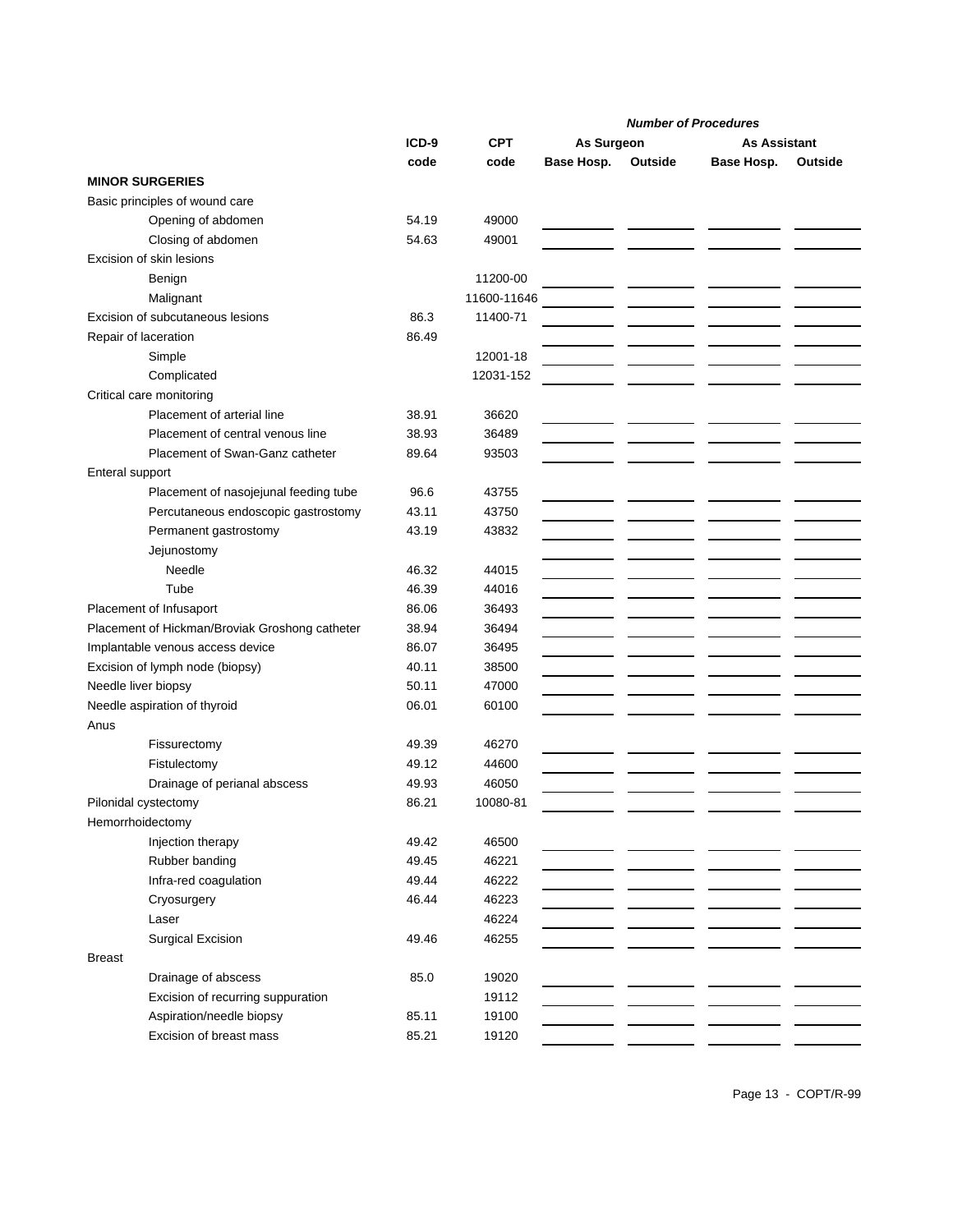| | ICD-9 code | CPT code | Number of Procedures: As Surgeon – Base Hosp. | As Surgeon – Outside | As Assistant – Base Hosp. | As Assistant – Outside |
|---|---|---|---|---|---|---|
| **MINOR SURGERIES** | | | | | | |
| Basic principles of wound care | | | | | | |
| Opening of abdomen | 54.19 | 49000 | | | | |
| Closing of abdomen | 54.63 | 49001 | | | | |
| Excision of skin lesions | | | | | | |
| Benign | | 11200-00 | | | | |
| Malignant | | 11600-11646 | | | | |
| Excision of subcutaneous lesions | 86.3 | 11400-71 | | | | |
| Repair of laceration | 86.49 | | | | | |
| Simple | | 12001-18 | | | | |
| Complicated | | 12031-152 | | | | |
| Critical care monitoring | | | | | | |
| Placement of arterial line | 38.91 | 36620 | | | | |
| Placement of central venous line | 38.93 | 36489 | | | | |
| Placement of Swan-Ganz catheter | 89.64 | 93503 | | | | |
| Enteral support | | | | | | |
| Placement of nasojejunal feeding tube | 96.6 | 43755 | | | | |
| Percutaneous endoscopic gastrostomy | 43.11 | 43750 | | | | |
| Permanent gastrostomy | 43.19 | 43832 | | | | |
| Jejunostomy | | | | | | |
| Needle | 46.32 | 44015 | | | | |
| Tube | 46.39 | 44016 | | | | |
| Placement of Infusaport | 86.06 | 36493 | | | | |
| Placement of Hickman/Broviak Groshong catheter | 38.94 | 36494 | | | | |
| Implantable venous access device | 86.07 | 36495 | | | | |
| Excision of lymph node (biopsy) | 40.11 | 38500 | | | | |
| Needle liver biopsy | 50.11 | 47000 | | | | |
| Needle aspiration of thyroid | 06.01 | 60100 | | | | |
| Anus | | | | | | |
| Fissurectomy | 49.39 | 46270 | | | | |
| Fistulectomy | 49.12 | 44600 | | | | |
| Drainage of perianal abscess | 49.93 | 46050 | | | | |
| Pilonidal cystectomy | 86.21 | 10080-81 | | | | |
| Hemorrhoidectomy | | | | | | |
| Injection therapy | 49.42 | 46500 | | | | |
| Rubber banding | 49.45 | 46221 | | | | |
| Infra-red coagulation | 49.44 | 46222 | | | | |
| Cryosurgery | 46.44 | 46223 | | | | |
| Laser | | 46224 | | | | |
| Surgical Excision | 49.46 | 46255 | | | | |
| Breast | | | | | | |
| Drainage of abscess | 85.0 | 19020 | | | | |
| Excision of recurring suppuration | | 19112 | | | | |
| Aspiration/needle biopsy | 85.11 | 19100 | | | | |
| Excision of breast mass | 85.21 | 19120 | | | | |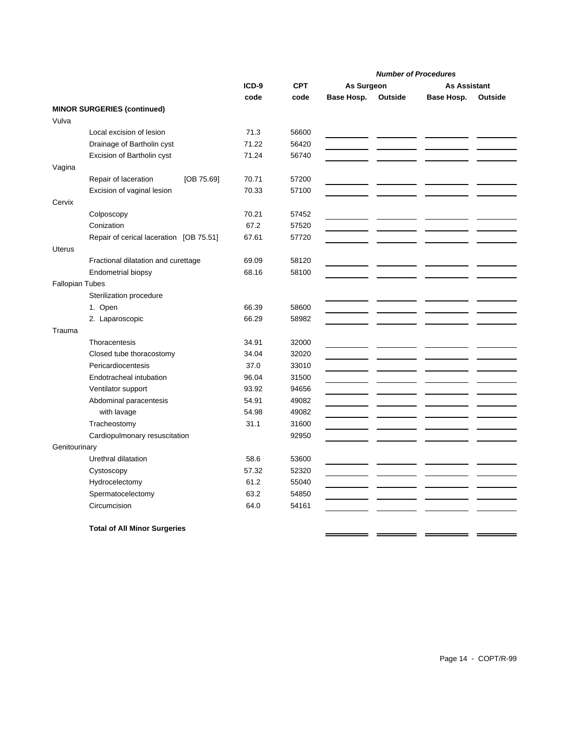| | ICD-9 code | CPT code | Number of Procedures — As Surgeon — Base Hosp. | Number of Procedures — As Surgeon — Outside | Number of Procedures — As Assistant — Base Hosp. | Number of Procedures — As Assistant — Outside |
|---|---|---|---|---|---|---|
| **MINOR SURGERIES (continued)** | | | | | | |
| Vulva | | | | | | |
| Local excision of lesion | 71.3 | 56600 | | | | |
| Drainage of Bartholin cyst | 71.22 | 56420 | | | | |
| Excision of Bartholin cyst | 71.24 | 56740 | | | | |
| Vagina | | | | | | |
| Repair of laceration [OB 75.69] | 70.71 | 57200 | | | | |
| Excision of vaginal lesion | 70.33 | 57100 | | | | |
| Cervix | | | | | | |
| Colposcopy | 70.21 | 57452 | | | | |
| Conization | 67.2 | 57520 | | | | |
| Repair of cerical laceration [OB 75.51] | 67.61 | 57720 | | | | |
| Uterus | | | | | | |
| Fractional dilatation and curettage | 69.09 | 58120 | | | | |
| Endometrial biopsy | 68.16 | 58100 | | | | |
| Fallopian Tubes | | | | | | |
| Sterilization procedure | | | | | | |
| 1. Open | 66.39 | 58600 | | | | |
| 2. Laparoscopic | 66.29 | 58982 | | | | |
| Trauma | | | | | | |
| Thoracentesis | 34.91 | 32000 | | | | |
| Closed tube thoracostomy | 34.04 | 32020 | | | | |
| Pericardiocentesis | 37.0 | 33010 | | | | |
| Endotracheal intubation | 96.04 | 31500 | | | | |
| Ventilator support | 93.92 | 94656 | | | | |
| Abdominal paracentesis | 54.91 | 49082 | | | | |
| with lavage | 54.98 | 49082 | | | | |
| Tracheostomy | 31.1 | 31600 | | | | |
| Cardiopulmonary resuscitation | | 92950 | | | | |
| Genitourinary | | | | | | |
| Urethral dilatation | 58.6 | 53600 | | | | |
| Cystoscopy | 57.32 | 52320 | | | | |
| Hydrocelectomy | 61.2 | 55040 | | | | |
| Spermatocelectomy | 63.2 | 54850 | | | | |
| Circumcision | 64.0 | 54161 | | | | |
| **Total of All Minor Surgeries** | | | | | | |